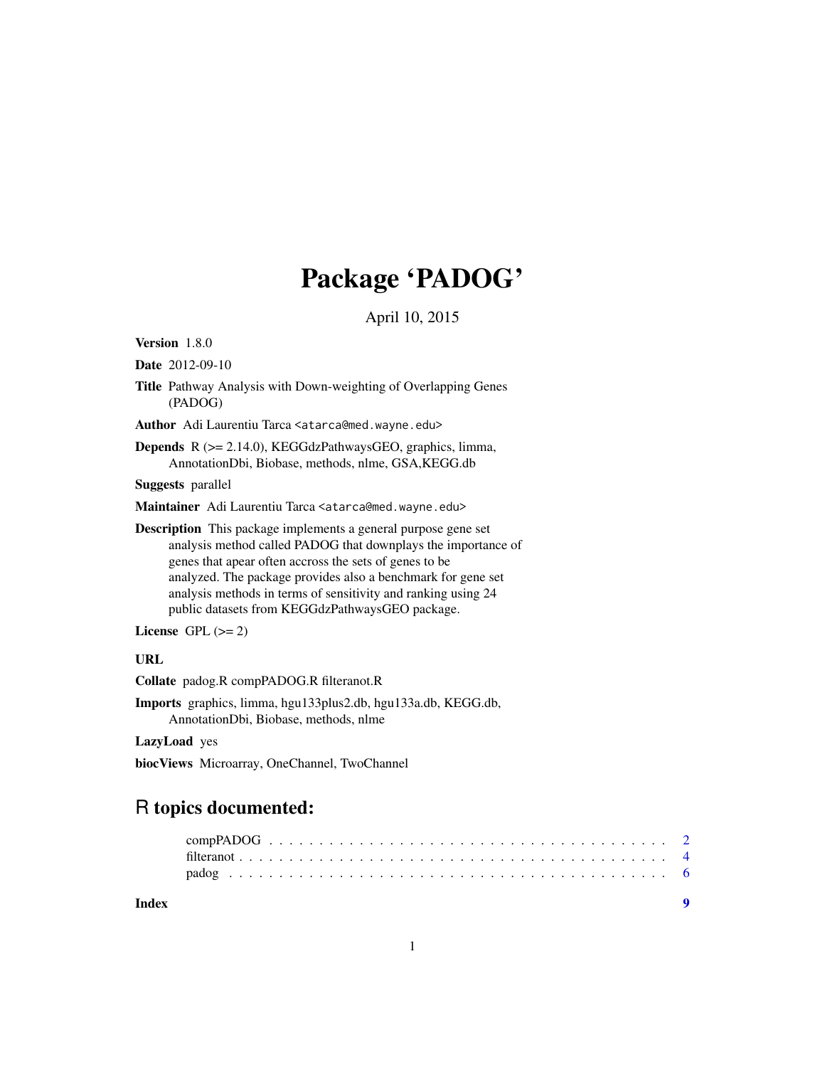# Package 'PADOG'

April 10, 2015

**Version** 1.8.0

**Date** 2012-09-10

**Title** Pathway Analysis with Down-weighting of Overlapping Genes (PADOG)

**Author** Adi Laurentiu Tarca <atarca@med.wayne.edu>

**Depends** R (>= 2.14.0), KEGGdzPathwaysGEO, graphics, limma, AnnotationDbi, Biobase, methods, nlme, GSA,KEGG.db

**Suggests** parallel

**Maintainer** Adi Laurentiu Tarca <atarca@med.wayne.edu>

**Description** This package implements a general purpose gene set analysis method called PADOG that downplays the importance of genes that apear often accross the sets of genes to be analyzed. The package provides also a benchmark for gene set analysis methods in terms of sensitivity and ranking using 24 public datasets from KEGGdzPathwaysGEO package.

**License** GPL (>= 2)

**URL**

**Collate** padog.R compPADOG.R filteranot.R

**Imports** graphics, limma, hgu133plus2.db, hgu133a.db, KEGG.db, AnnotationDbi, Biobase, methods, nlme

**LazyLoad** yes

**biocViews** Microarray, OneChannel, TwoChannel

## R topics documented:

compPADOG . . . . . . . . . . . . . . . . . . . . . . . . . . . . . . . . . . . . . . 2
filteranot . . . . . . . . . . . . . . . . . . . . . . . . . . . . . . . . . . . . . . . 4
padog . . . . . . . . . . . . . . . . . . . . . . . . . . . . . . . . . . . . . . . . . 6

**Index** **9**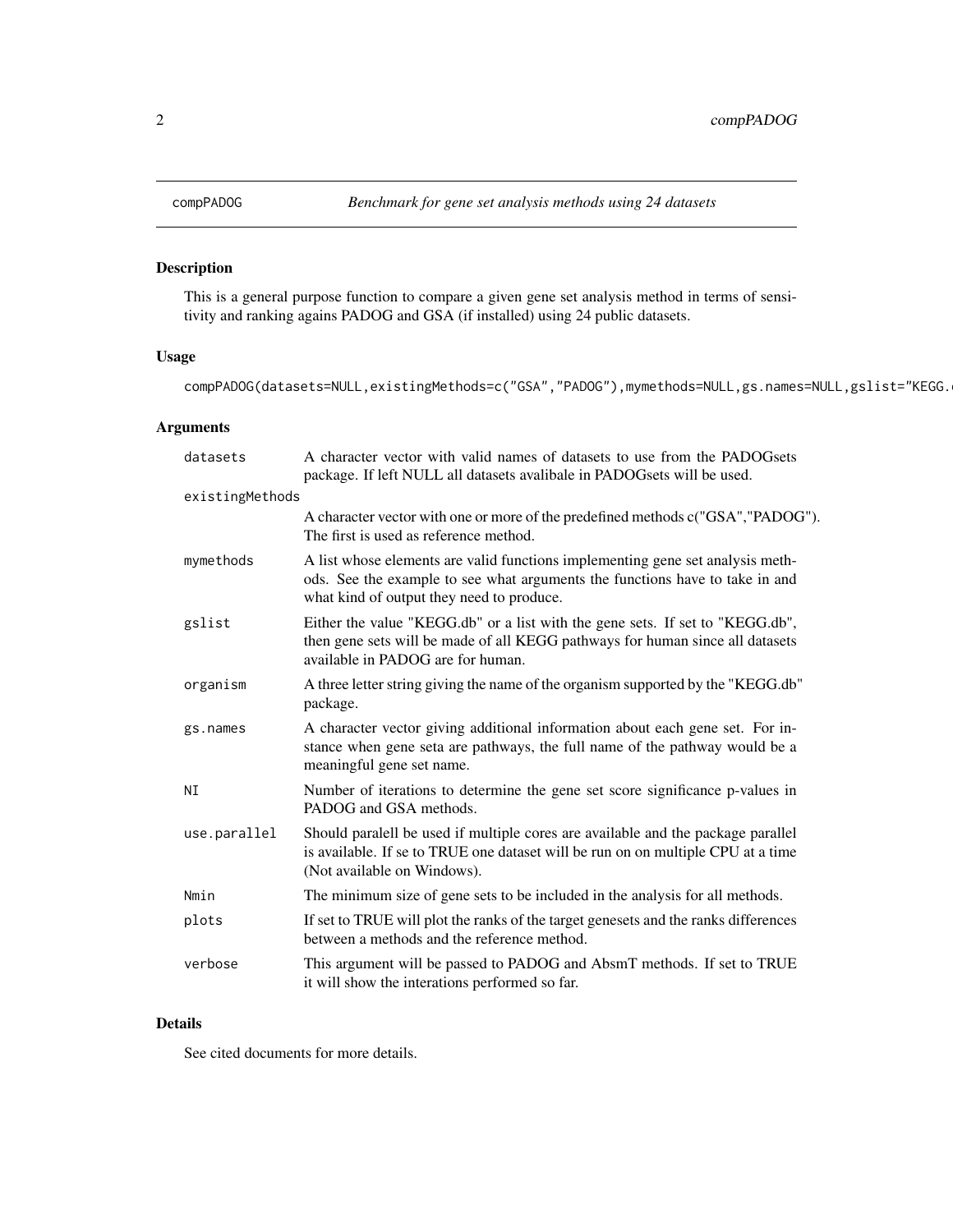compPADOG *Benchmark for gene set analysis methods using 24 datasets*

## Description

This is a general purpose function to compare a given gene set analysis method in terms of sensitivity and ranking agains PADOG and GSA (if installed) using 24 public datasets.

## Usage

```
compPADOG(datasets=NULL,existingMethods=c("GSA","PADOG"),mymethods=NULL,gs.names=NULL,gslist="KEGG.
```

## Arguments

| | |
|---|---|
| datasets | A character vector with valid names of datasets to use from the PADOGsets package. If left NULL all datasets avalibale in PADOGsets will be used. |
| existingMethods | A character vector with one or more of the predefined methods c("GSA","PADOG"). The first is used as reference method. |
| mymethods | A list whose elements are valid functions implementing gene set analysis methods. See the example to see what arguments the functions have to take in and what kind of output they need to produce. |
| gslist | Either the value "KEGG.db" or a list with the gene sets. If set to "KEGG.db", then gene sets will be made of all KEGG pathways for human since all datasets available in PADOG are for human. |
| organism | A three letter string giving the name of the organism supported by the "KEGG.db" package. |
| gs.names | A character vector giving additional information about each gene set. For instance when gene seta are pathways, the full name of the pathway would be a meaningful gene set name. |
| NI | Number of iterations to determine the gene set score significance p-values in PADOG and GSA methods. |
| use.parallel | Should paralell be used if multiple cores are available and the package parallel is available. If se to TRUE one dataset will be run on on multiple CPU at a time (Not available on Windows). |
| Nmin | The minimum size of gene sets to be included in the analysis for all methods. |
| plots | If set to TRUE will plot the ranks of the target genesets and the ranks differences between a methods and the reference method. |
| verbose | This argument will be passed to PADOG and AbsmT methods. If set to TRUE it will show the interations performed so far. |

## Details

See cited documents for more details.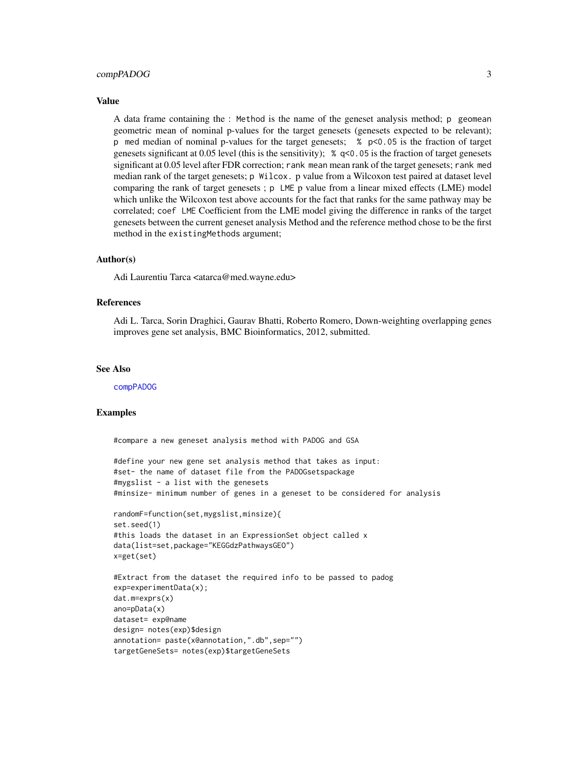## Value

A data frame containing the : `Method` is the name of the geneset analysis method; `p geomean` geometric mean of nominal p-values for the target genesets (genesets expected to be relevant); `p med` median of nominal p-values for the target genesets; `% p<0.05` is the fraction of target genesets significant at 0.05 level (this is the sensitivity); `% q<0.05` is the fraction of target genesets significant at 0.05 level after FDR correction; `rank mean` mean rank of the target genesets; `rank med` median rank of the target genesets; `p Wilcox.` p value from a Wilcoxon test paired at dataset level comparing the rank of target genesets ; `p LME` p value from a linear mixed effects (LME) model which unlike the Wilcoxon test above accounts for the fact that ranks for the same pathway may be correlated; `coef LME` Coefficient from the LME model giving the difference in ranks of the target genesets between the current geneset analysis Method and the reference method chose to be the first method in the `existingMethods` argument;

## Author(s)

Adi Laurentiu Tarca <atarca@med.wayne.edu>

## References

Adi L. Tarca, Sorin Draghici, Gaurav Bhatti, Roberto Romero, Down-weighting overlapping genes improves gene set analysis, BMC Bioinformatics, 2012, submitted.

## See Also

compPADOG

## Examples

```
#compare a new geneset analysis method with PADOG and GSA

#define your new gene set analysis method that takes as input:
#set- the name of dataset file from the PADOGsetspackage
#mygslist - a list with the genesets
#minsize- minimum number of genes in a geneset to be considered for analysis

randomF=function(set,mygslist,minsize){
set.seed(1)
#this loads the dataset in an ExpressionSet object called x
data(list=set,package="KEGGdzPathwaysGEO")
x=get(set)

#Extract from the dataset the required info to be passed to padog
exp=experimentData(x);
dat.m=exprs(x)
ano=pData(x)
dataset= exp@name
design= notes(exp)$design
annotation= paste(x@annotation,".db",sep="")
targetGeneSets= notes(exp)$targetGeneSets
```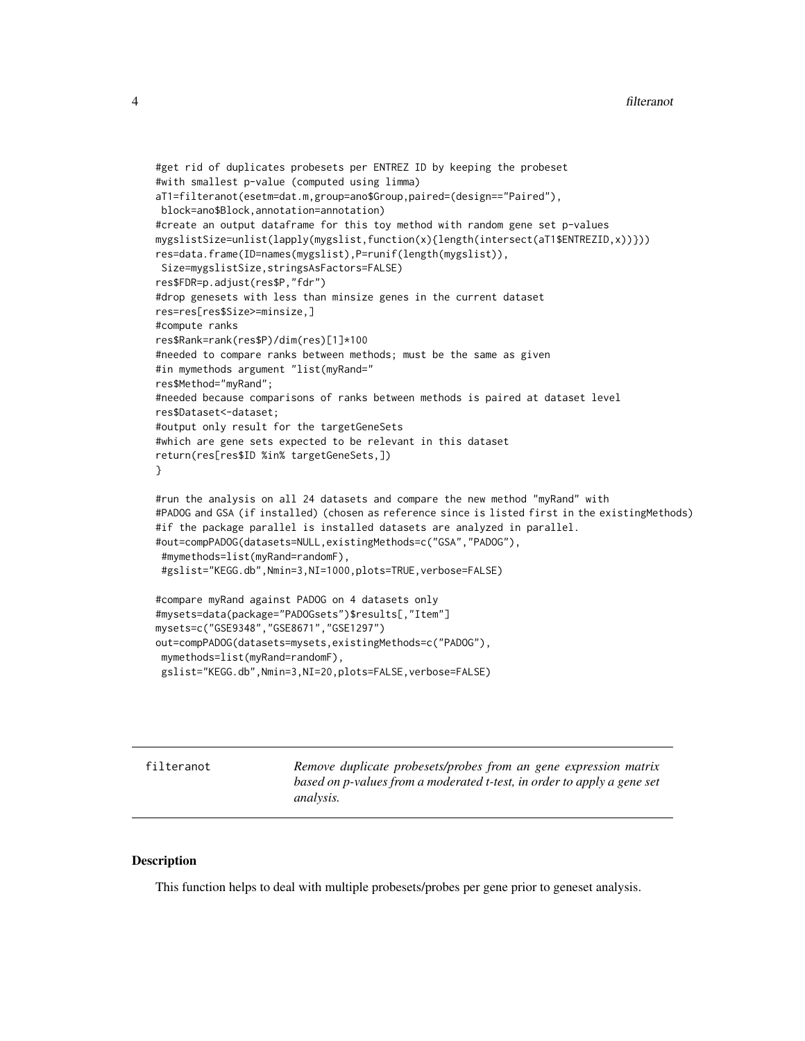```
#get rid of duplicates probesets per ENTREZ ID by keeping the probeset
#with smallest p-value (computed using limma)
aT1=filteranot(esetm=dat.m,group=ano$Group,paired=(design=="Paired"),
 block=ano$Block,annotation=annotation)
#create an output dataframe for this toy method with random gene set p-values
mygslistSize=unlist(lapply(mygslist,function(x){length(intersect(aT1$ENTREZID,x))}))
res=data.frame(ID=names(mygslist),P=runif(length(mygslist)),
 Size=mygslistSize,stringsAsFactors=FALSE)
res$FDR=p.adjust(res$P,"fdr")
#drop genesets with less than minsize genes in the current dataset
res=res[res$Size>=minsize,]
#compute ranks
res$Rank=rank(res$P)/dim(res)[1]*100
#needed to compare ranks between methods; must be the same as given
#in mymethods argument "list(myRand="
res$Method="myRand";
#needed because comparisons of ranks between methods is paired at dataset level
res$Dataset<-dataset;
#output only result for the targetGeneSets
#which are gene sets expected to be relevant in this dataset
return(res[res$ID %in% targetGeneSets,])
}

#run the analysis on all 24 datasets and compare the new method "myRand" with
#PADOG and GSA (if installed) (chosen as reference since is listed first in the existingMethods)
#if the package parallel is installed datasets are analyzed in parallel.
#out=compPADOG(datasets=NULL,existingMethods=c("GSA","PADOG"),
 #mymethods=list(myRand=randomF),
 #gslist="KEGG.db",Nmin=3,NI=1000,plots=TRUE,verbose=FALSE)

#compare myRand against PADOG on 4 datasets only
#mysets=data(package="PADOGsets")$results[,"Item"]
mysets=c("GSE9348","GSE8671","GSE1297")
out=compPADOG(datasets=mysets,existingMethods=c("PADOG"),
 mymethods=list(myRand=randomF),
 gslist="KEGG.db",Nmin=3,NI=20,plots=FALSE,verbose=FALSE)
```

---

filteranot — *Remove duplicate probesets/probes from an gene expression matrix based on p-values from a moderated t-test, in order to apply a gene set analysis.*

---

## Description

This function helps to deal with multiple probesets/probes per gene prior to geneset analysis.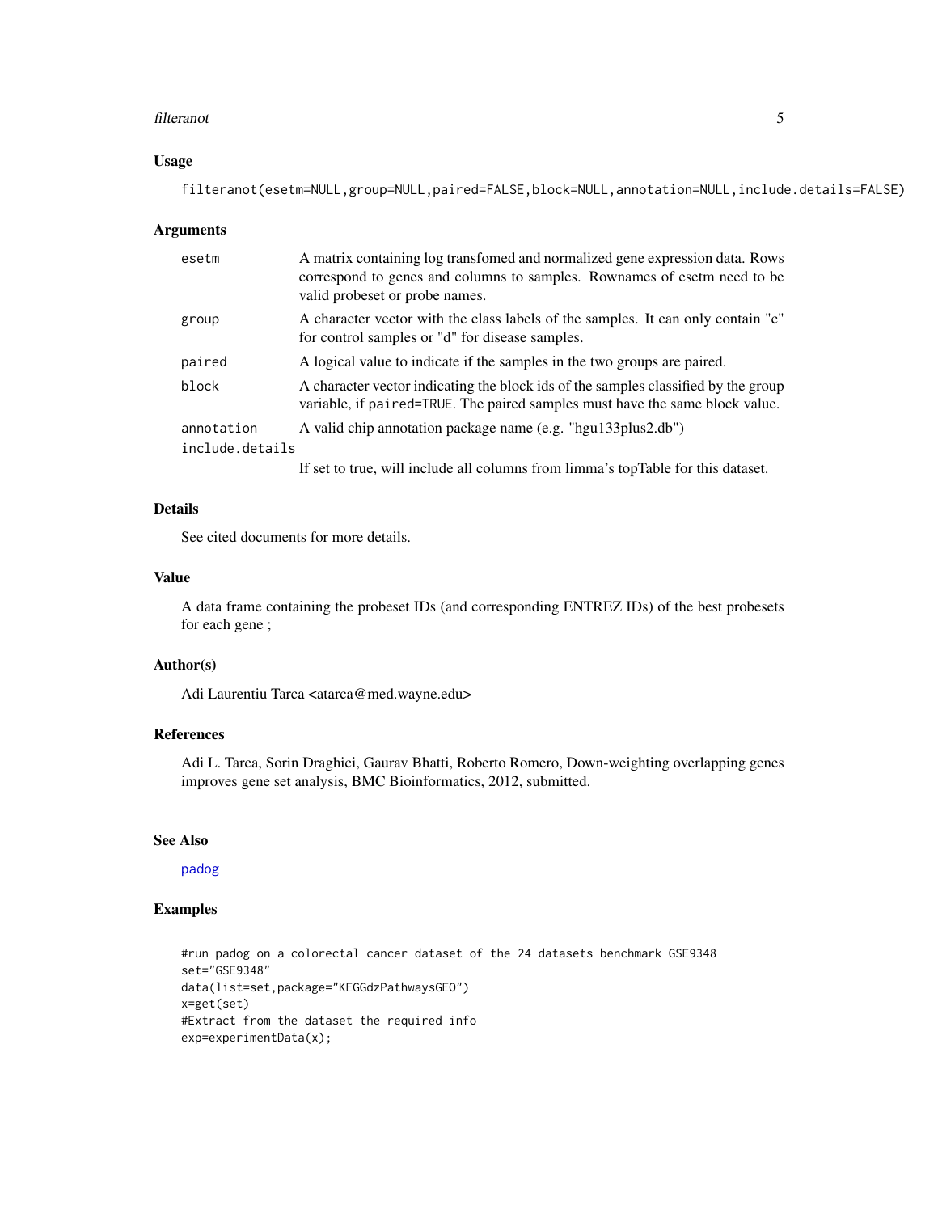## Usage

```
filteranot(esetm=NULL,group=NULL,paired=FALSE,block=NULL,annotation=NULL,include.details=FALSE)
```

## Arguments

| | |
|---|---|
| esetm | A matrix containing log transfomed and normalized gene expression data. Rows correspond to genes and columns to samples. Rownames of esetm need to be valid probeset or probe names. |
| group | A character vector with the class labels of the samples. It can only contain "c" for control samples or "d" for disease samples. |
| paired | A logical value to indicate if the samples in the two groups are paired. |
| block | A character vector indicating the block ids of the samples classified by the group variable, if paired=TRUE. The paired samples must have the same block value. |
| annotation | A valid chip annotation package name (e.g. "hgu133plus2.db") |
| include.details | If set to true, will include all columns from limma's topTable for this dataset. |

## Details

See cited documents for more details.

## Value

A data frame containing the probeset IDs (and corresponding ENTREZ IDs) of the best probesets for each gene ;

## Author(s)

Adi Laurentiu Tarca <atarca@med.wayne.edu>

## References

Adi L. Tarca, Sorin Draghici, Gaurav Bhatti, Roberto Romero, Down-weighting overlapping genes improves gene set analysis, BMC Bioinformatics, 2012, submitted.

## See Also

padog

## Examples

```
#run padog on a colorectal cancer dataset of the 24 datasets benchmark GSE9348
set="GSE9348"
data(list=set,package="KEGGdzPathwaysGEO")
x=get(set)
#Extract from the dataset the required info
exp=experimentData(x);
```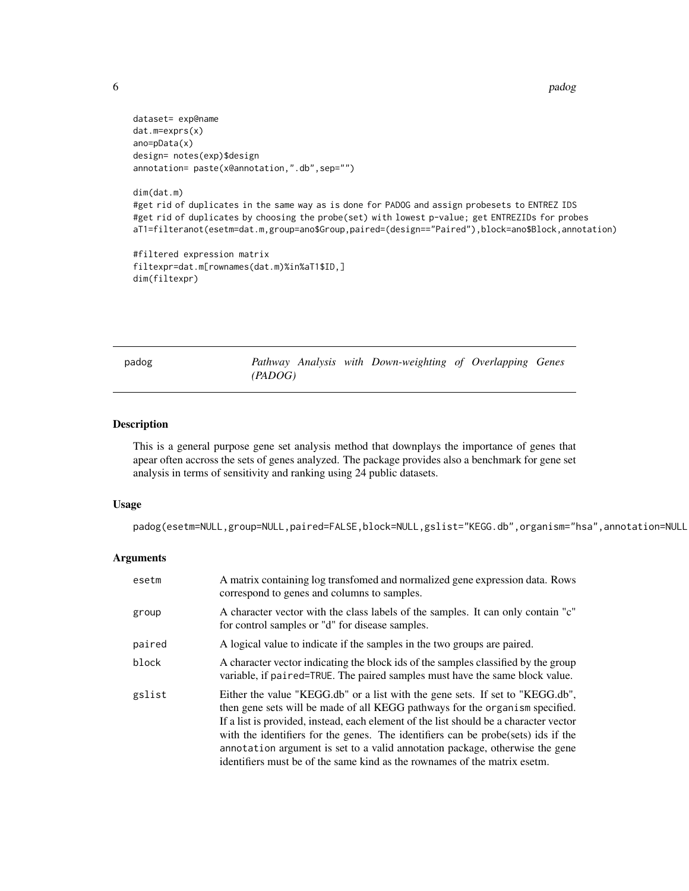```
dataset= exp@name
dat.m=exprs(x)
ano=pData(x)
design= notes(exp)$design
annotation= paste(x@annotation,".db",sep="")

dim(dat.m)
#get rid of duplicates in the same way as is done for PADOG and assign probesets to ENTREZ IDS
#get rid of duplicates by choosing the probe(set) with lowest p-value; get ENTREZIDs for probes
aT1=filteranot(esetm=dat.m,group=ano$Group,paired=(design=="Paired"),block=ano$Block,annotation)

#filtered expression matrix
filtexpr=dat.m[rownames(dat.m)%in%aT1$ID,]
dim(filtexpr)
```

## padog — *Pathway Analysis with Down-weighting of Overlapping Genes (PADOG)*

### Description

This is a general purpose gene set analysis method that downplays the importance of genes that apear often accross the sets of genes analyzed. The package provides also a benchmark for gene set analysis in terms of sensitivity and ranking using 24 public datasets.

### Usage

```
padog(esetm=NULL,group=NULL,paired=FALSE,block=NULL,gslist="KEGG.db",organism="hsa",annotation=NULL
```

### Arguments

| | |
|---|---|
| esetm | A matrix containing log transfomed and normalized gene expression data. Rows correspond to genes and columns to samples. |
| group | A character vector with the class labels of the samples. It can only contain "c" for control samples or "d" for disease samples. |
| paired | A logical value to indicate if the samples in the two groups are paired. |
| block | A character vector indicating the block ids of the samples classified by the group variable, if `paired=TRUE`. The paired samples must have the same block value. |
| gslist | Either the value "KEGG.db" or a list with the gene sets. If set to "KEGG.db", then gene sets will be made of all KEGG pathways for the `organism` specified. If a list is provided, instead, each element of the list should be a character vector with the identifiers for the genes. The identifiers can be probe(sets) ids if the `annotation` argument is set to a valid annotation package, otherwise the gene identifiers must be of the same kind as the rownames of the matrix esetm. |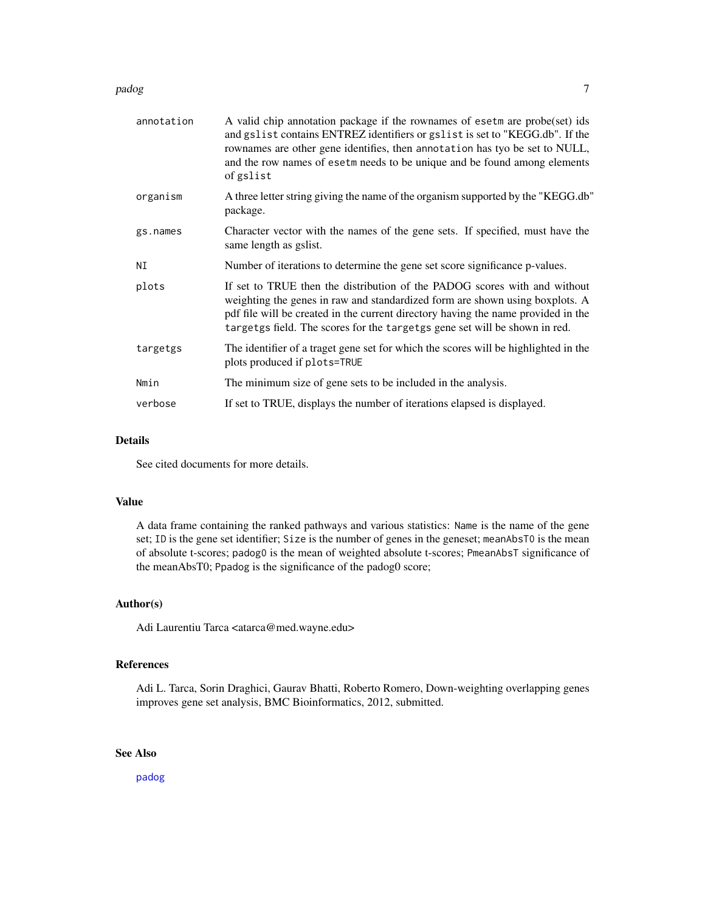| | |
|---|---|
| `annotation` | A valid chip annotation package if the rownames of `esetm` are probe(set) ids and `gslist` contains ENTREZ identifiers or `gslist` is set to "KEGG.db". If the rownames are other gene identifies, then `annotation` has tyo be set to NULL, and the row names of `esetm` needs to be unique and be found among elements of `gslist` |
| `organism` | A three letter string giving the name of the organism supported by the "KEGG.db" package. |
| `gs.names` | Character vector with the names of the gene sets. If specified, must have the same length as gslist. |
| `NI` | Number of iterations to determine the gene set score significance p-values. |
| `plots` | If set to TRUE then the distribution of the PADOG scores with and without weighting the genes in raw and standardized form are shown using boxplots. A pdf file will be created in the current directory having the name provided in the `targetgs` field. The scores for the `targetgs` gene set will be shown in red. |
| `targetgs` | The identifier of a traget gene set for which the scores will be highlighted in the plots produced if `plots=TRUE` |
| `Nmin` | The minimum size of gene sets to be included in the analysis. |
| `verbose` | If set to TRUE, displays the number of iterations elapsed is displayed. |

## Details

See cited documents for more details.

## Value

A data frame containing the ranked pathways and various statistics: `Name` is the name of the gene set; `ID` is the gene set identifier; `Size` is the number of genes in the geneset; `meanAbsT0` is the mean of absolute t-scores; `padog0` is the mean of weighted absolute t-scores; `PmeanAbsT` significance of the meanAbsT0; `Ppadog` is the significance of the padog0 score;

## Author(s)

Adi Laurentiu Tarca <atarca@med.wayne.edu>

## References

Adi L. Tarca, Sorin Draghici, Gaurav Bhatti, Roberto Romero, Down-weighting overlapping genes improves gene set analysis, BMC Bioinformatics, 2012, submitted.

## See Also

padog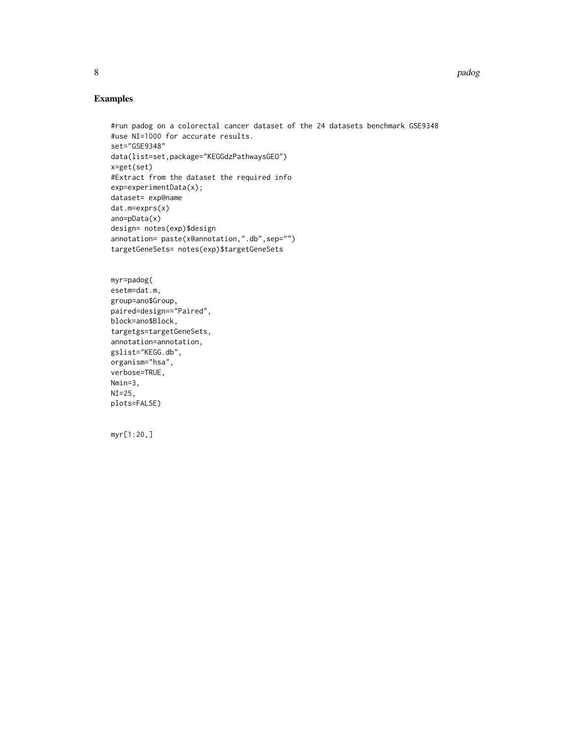## Examples

```
#run padog on a colorectal cancer dataset of the 24 datasets benchmark GSE9348
#use NI=1000 for accurate results.
set="GSE9348"
data(list=set,package="KEGGdzPathwaysGEO")
x=get(set)
#Extract from the dataset the required info
exp=experimentData(x);
dataset= exp@name
dat.m=exprs(x)
ano=pData(x)
design= notes(exp)$design
annotation= paste(x@annotation,".db",sep="")
targetGeneSets= notes(exp)$targetGeneSets


myr=padog(
esetm=dat.m,
group=ano$Group,
paired=design=="Paired",
block=ano$Block,
targetgs=targetGeneSets,
annotation=annotation,
gslist="KEGG.db",
organism="hsa",
verbose=TRUE,
Nmin=3,
NI=25,
plots=FALSE)


myr[1:20,]
```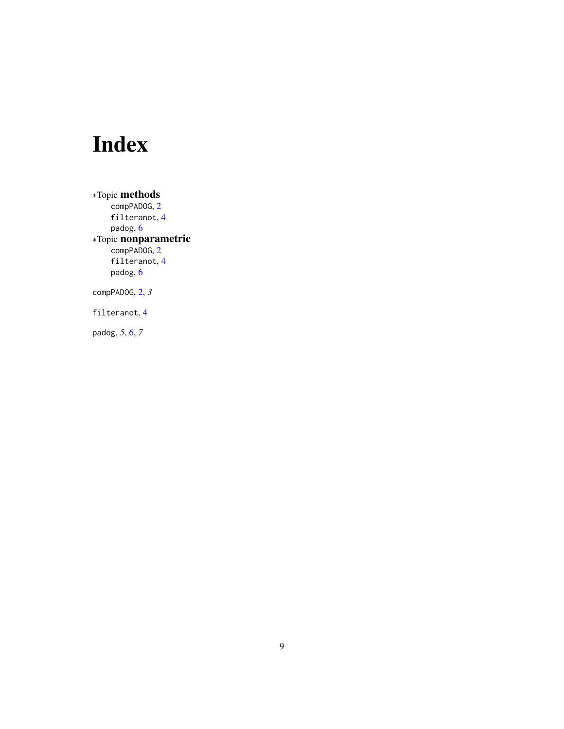# Index

∗Topic **methods**

compPADOG, 2
filteranot, 4
padog, 6

∗Topic **nonparametric**

compPADOG, 2
filteranot, 4
padog, 6

compPADOG, 2, *3*

filteranot, 4

padog, *5*, 6, *7*